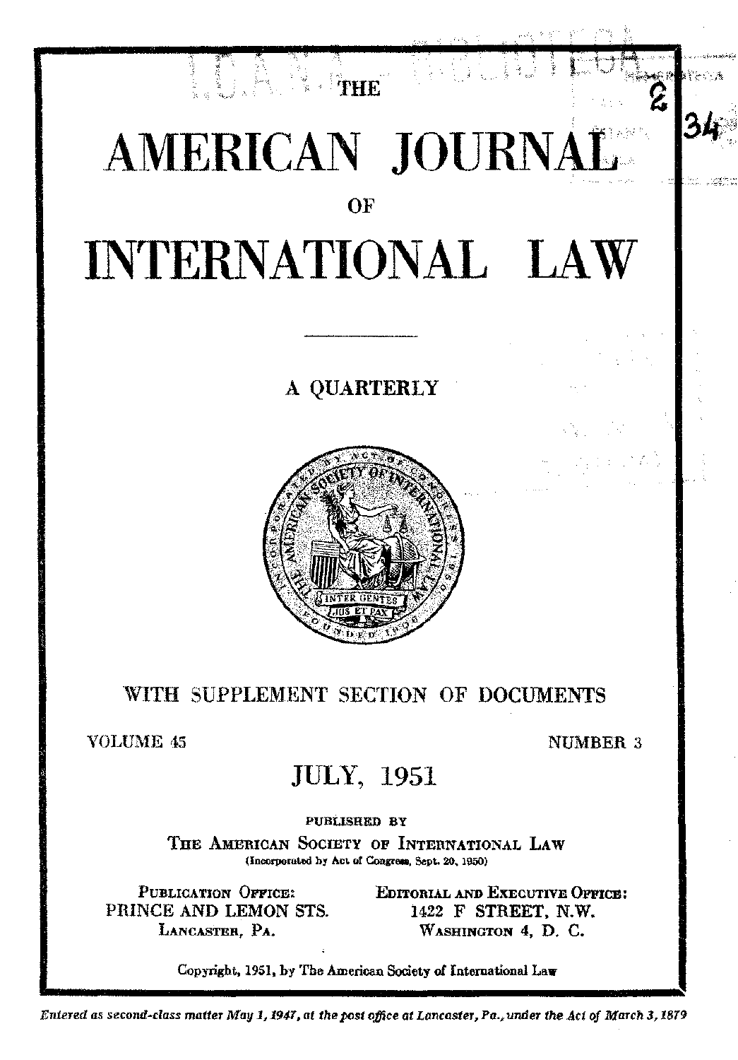THE

# AMERICAN JOURNAL OF INTERNATIONAL LAW

A QUARTERLY

WITH SUPPLEMENT SECTION OF DOCUMENTS

VOLUME 45 NUMBER 3

## JULY, 1951

PUBLISHED BY

THE AMERICAN SOCIETY OF INTERNATIONAL LAW

(Incorporated by Act of Congress, Sept. 20, 1950)

PUBLICATION OFFICE:
PRINCE AND LEMON STS.
LANCASTER, PA.

EDITORIAL AND EXECUTIVE OFFICE:
1422 F STREET, N.W.
WASHINGTON 4, D. C.

Copyright, 1951, by The American Society of International Law

*Entered as second-class matter May 1, 1947, at the post office at Lancaster, Pa., under the Act of March 3, 1879*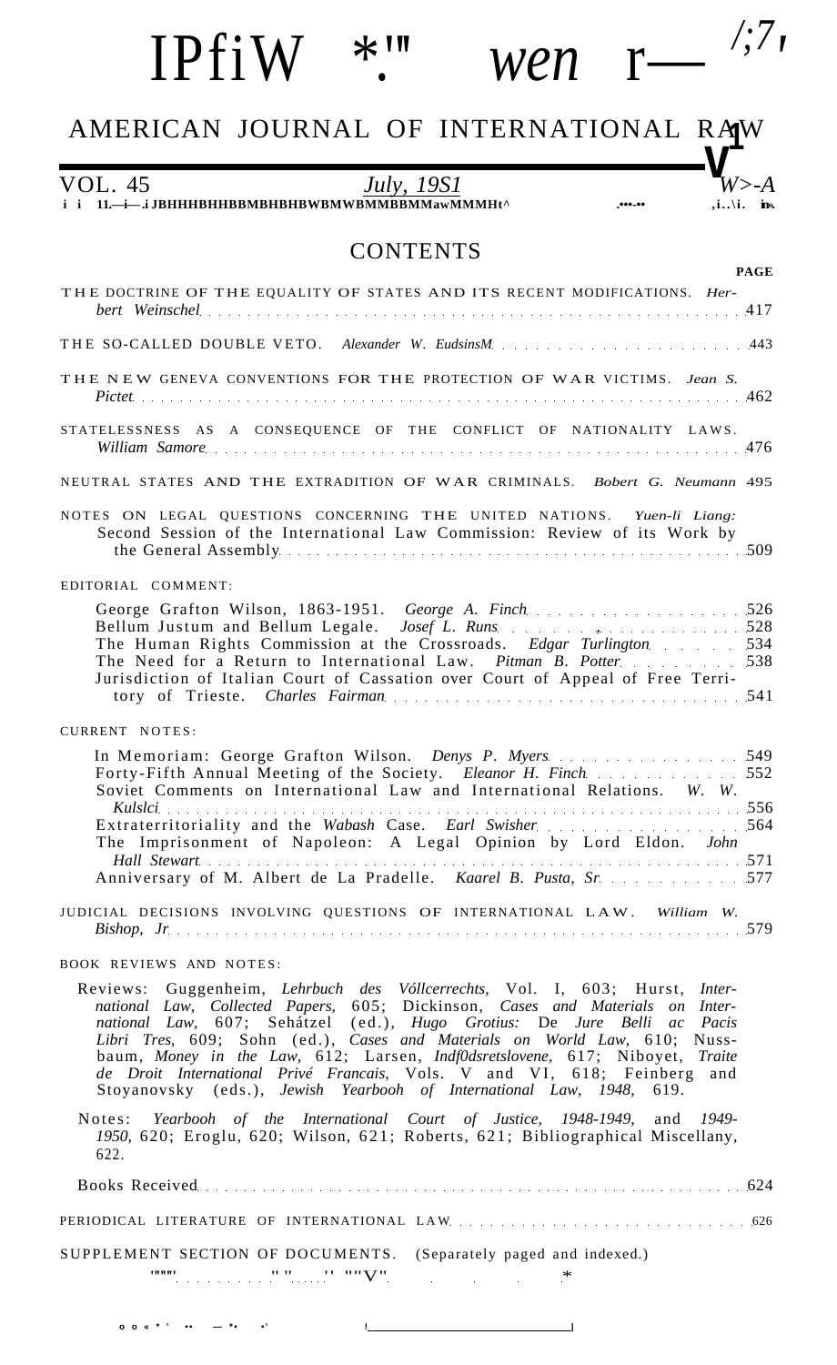# AMERICAN JOURNAL OF INTERNATIONAL LAW

VOL. 45 — *July, 1951*

## CONTENTS

PAGE

THE DOCTRINE OF THE EQUALITY OF STATES AND ITS RECENT MODIFICATIONS. *Herbert Weinschel* ... 417

THE SO-CALLED DOUBLE VETO. *Alexander W. Rudzinski* ... 443

THE NEW GENEVA CONVENTIONS FOR THE PROTECTION OF WAR VICTIMS. *Jean S. Pictet* ... 462

STATELESSNESS AS A CONSEQUENCE OF THE CONFLICT OF NATIONALITY LAWS. *William Samore* ... 476

NEUTRAL STATES AND THE EXTRADITION OF WAR CRIMINALS. *Robert G. Neumann* 495

NOTES ON LEGAL QUESTIONS CONCERNING THE UNITED NATIONS. *Yuen-li Liang:* Second Session of the International Law Commission: Review of its Work by the General Assembly ... 509

EDITORIAL COMMENT:

- George Grafton Wilson, 1863-1951. *George A. Finch* ... 526
- Bellum Justum and Bellum Legale. *Josef L. Kunz* ... 528
- The Human Rights Commission at the Crossroads. *Edgar Turlington* ... 534
- The Need for a Return to International Law. *Pitman B. Potter* ... 538
- Jurisdiction of Italian Court of Cassation over Court of Appeal of Free Territory of Trieste. *Charles Fairman* ... 541

CURRENT NOTES:

- In Memoriam: George Grafton Wilson. *Denys P. Myers* ... 549
- Forty-Fifth Annual Meeting of the Society. *Eleanor H. Finch* ... 552
- Soviet Comments on International Law and International Relations. *W. W. Kulski* ... 556
- Extraterritoriality and the *Wabash* Case. *Earl Swisher* ... 564
- The Imprisonment of Napoleon: A Legal Opinion by Lord Eldon. *John Hall Stewart* ... 571
- Anniversary of M. Albert de La Pradelle. *Kaarel R. Pusta, Sr.* ... 577

JUDICIAL DECISIONS INVOLVING QUESTIONS OF INTERNATIONAL LAW. *William W. Bishop, Jr.* ... 579

BOOK REVIEWS AND NOTES:

Reviews: Guggenheim, *Lehrbuch des Völkerrechts,* Vol. I, 603; Hurst, *International Law, Collected Papers,* 605; Dickinson, *Cases and Materials on International Law,* 607; Schätzel (ed.), *Hugo Grotius:* De *Jure Belli ac Pacis Libri Tres,* 609; Sohn (ed.), *Cases and Materials on World Law,* 610; Nussbaum, *Money in the Law,* 612; Larsen, *Indfødsretslovene,* 617; Niboyet, *Traite de Droit International Privé Francais,* Vols. V and VI, 618; Feinberg and Stoyanovsky (eds.), *Jewish Yearbook of International Law, 1948,* 619.

Notes: *Yearbook of the International Court of Justice, 1948-1949,* and *1949-1950,* 620; Eroglu, 620; Wilson, 621; Roberts, 621; Bibliographical Miscellany, 622.

Books Received ... 624

PERIODICAL LITERATURE OF INTERNATIONAL LAW ... 626

SUPPLEMENT SECTION OF DOCUMENTS. (Separately paged and indexed.)